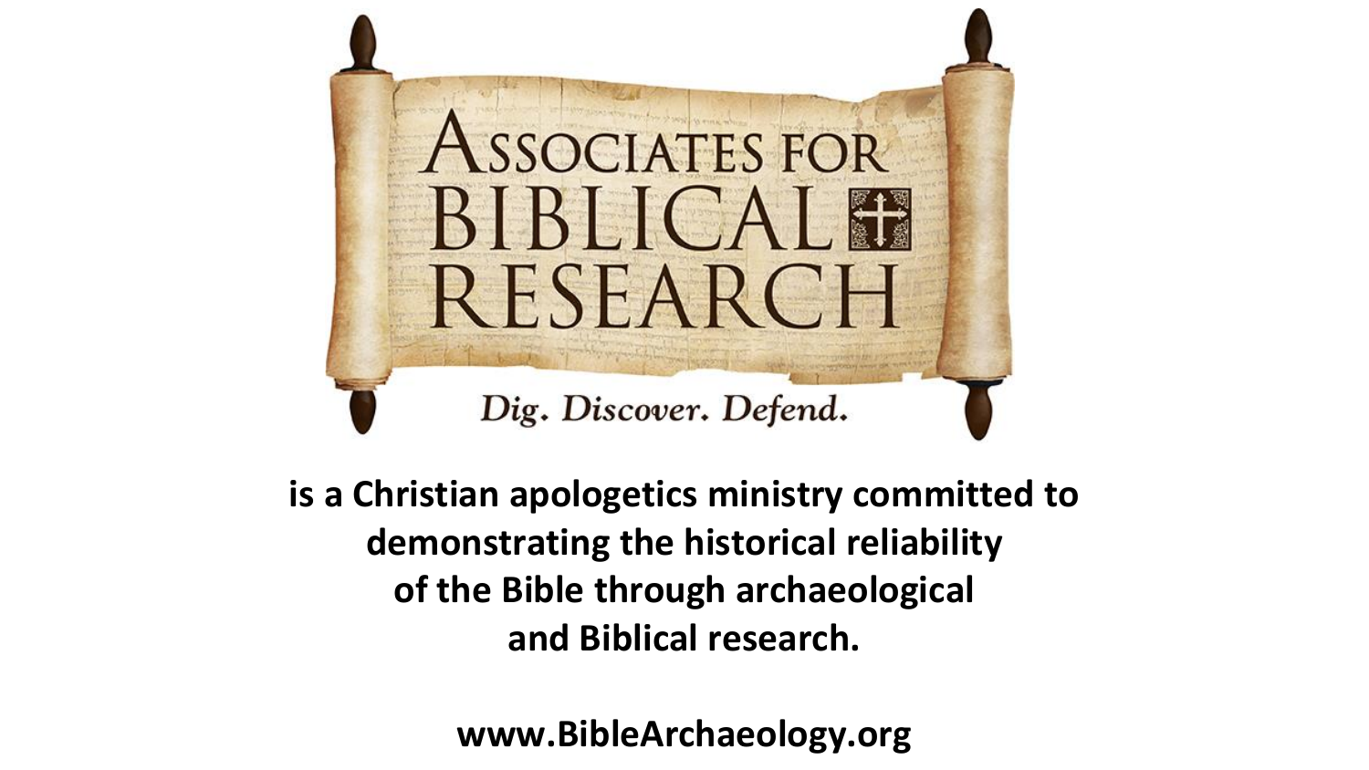# Associates for Biblical Research

*Dig. Discover. Defend.*

**is a Christian apologetics ministry committed to demonstrating the historical reliability of the Bible through archaeological and Biblical research.**

**www.BibleArchaeology.org**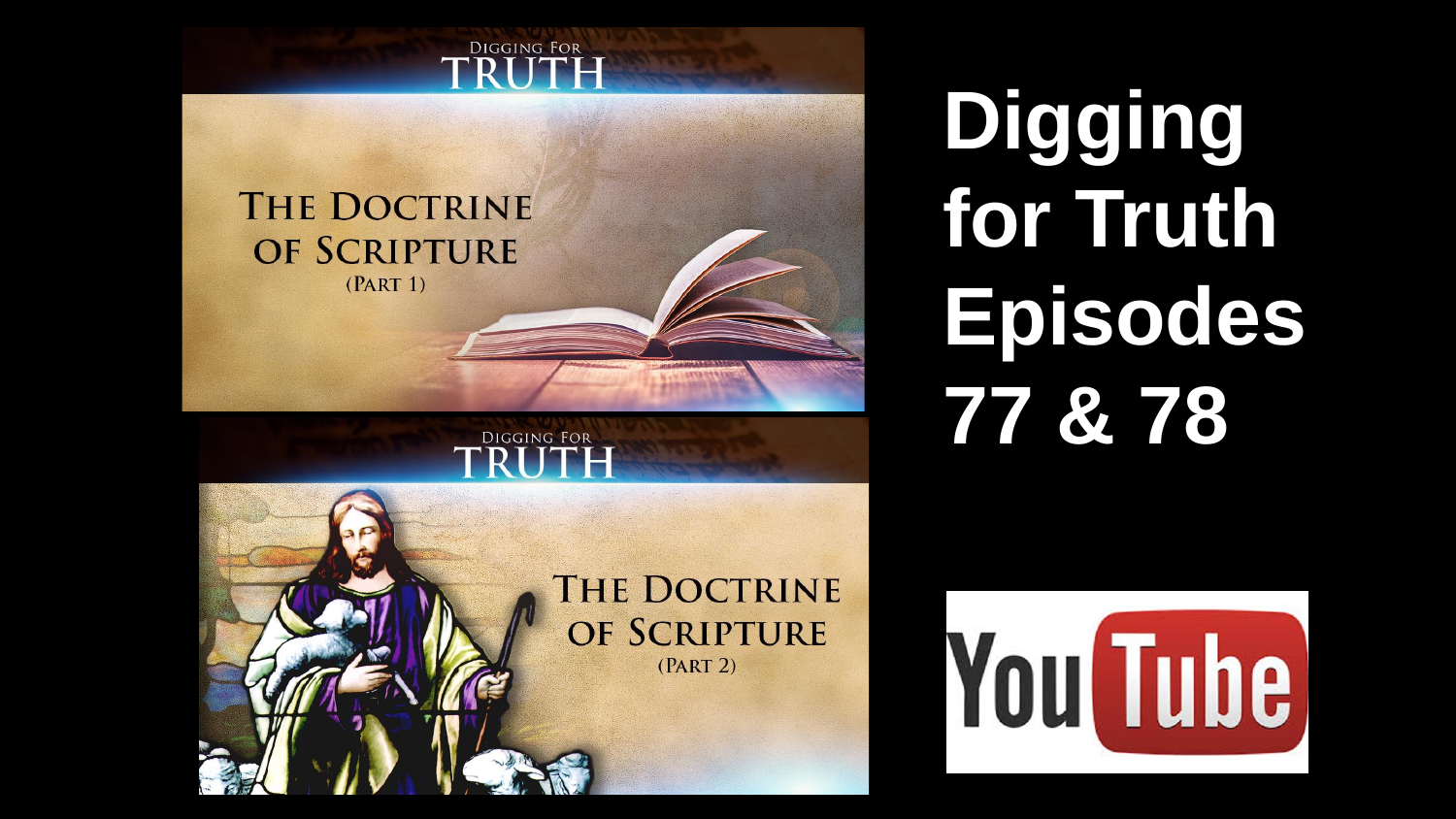Digging For
TRUTH

THE DOCTRINE
OF SCRIPTURE
(PART 1)

Digging For
TRUTH

THE DOCTRINE
OF SCRIPTURE
(PART 2)

# Digging for Truth Episodes 77 & 78

YouTube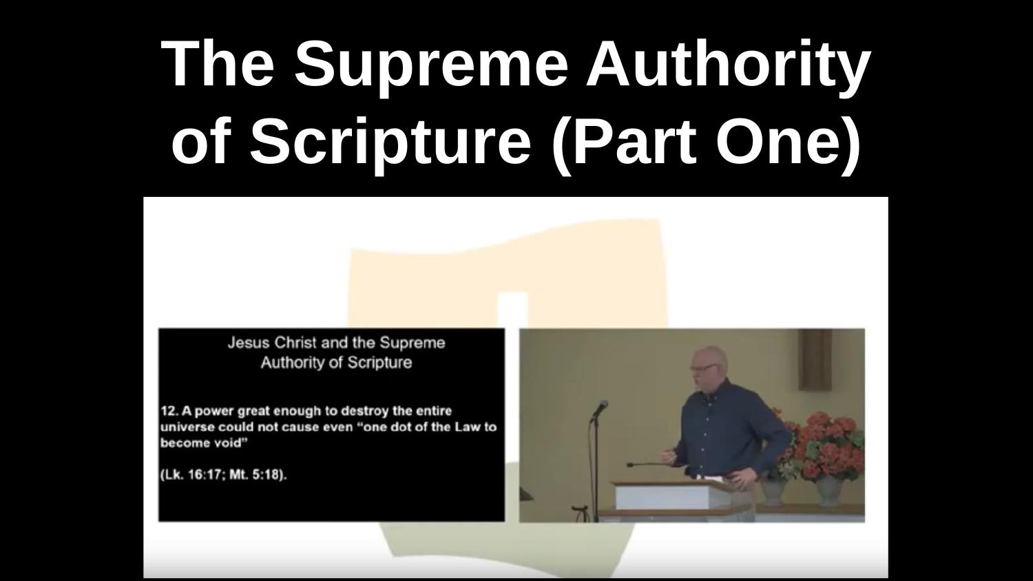# The Supreme Authority of Scripture (Part One)

Jesus Christ and the Supreme Authority of Scripture

**12. A power great enough to destroy the entire universe could not cause even "one dot of the Law to become void"**

**(Lk. 16:17; Mt. 5:18).**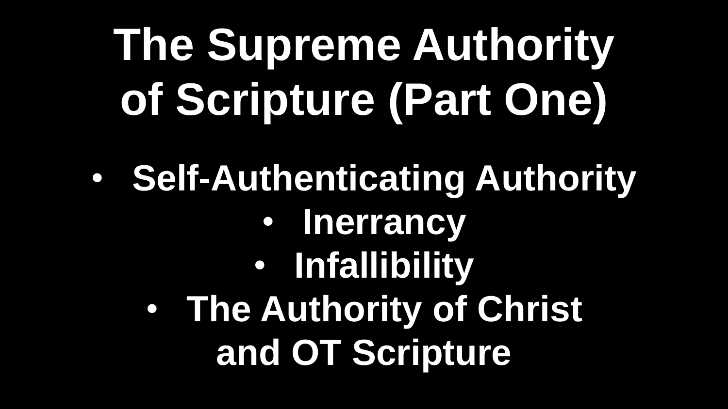# The Supreme Authority of Scripture (Part One)

- Self-Authenticating Authority
- Inerrancy
- Infallibility
- The Authority of Christ and OT Scripture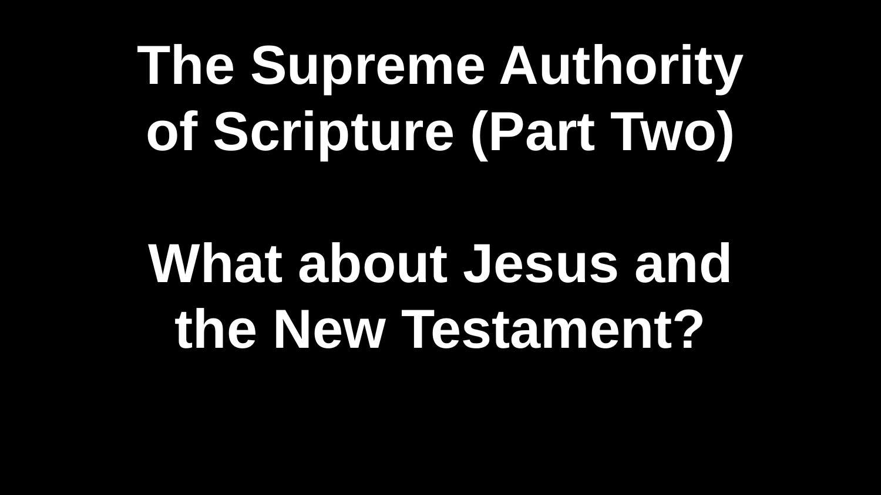# The Supreme Authority of Scripture (Part Two)

## What about Jesus and the New Testament?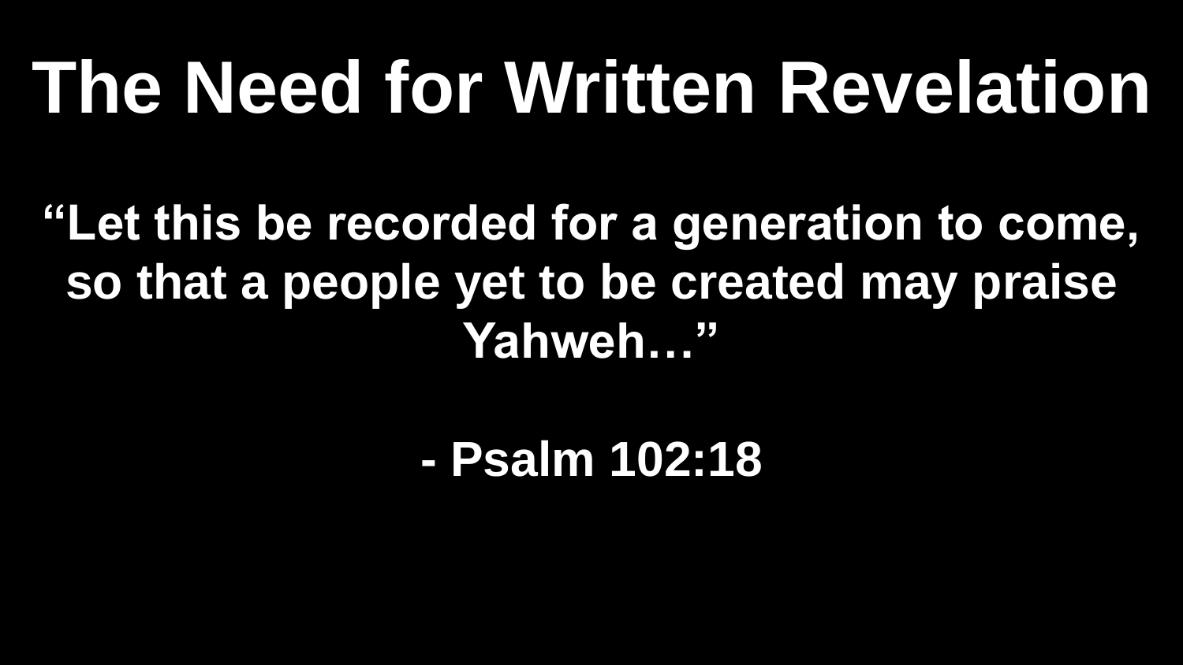# The Need for Written Revelation

**"Let this be recorded for a generation to come, so that a people yet to be created may praise Yahweh…"**

**- Psalm 102:18**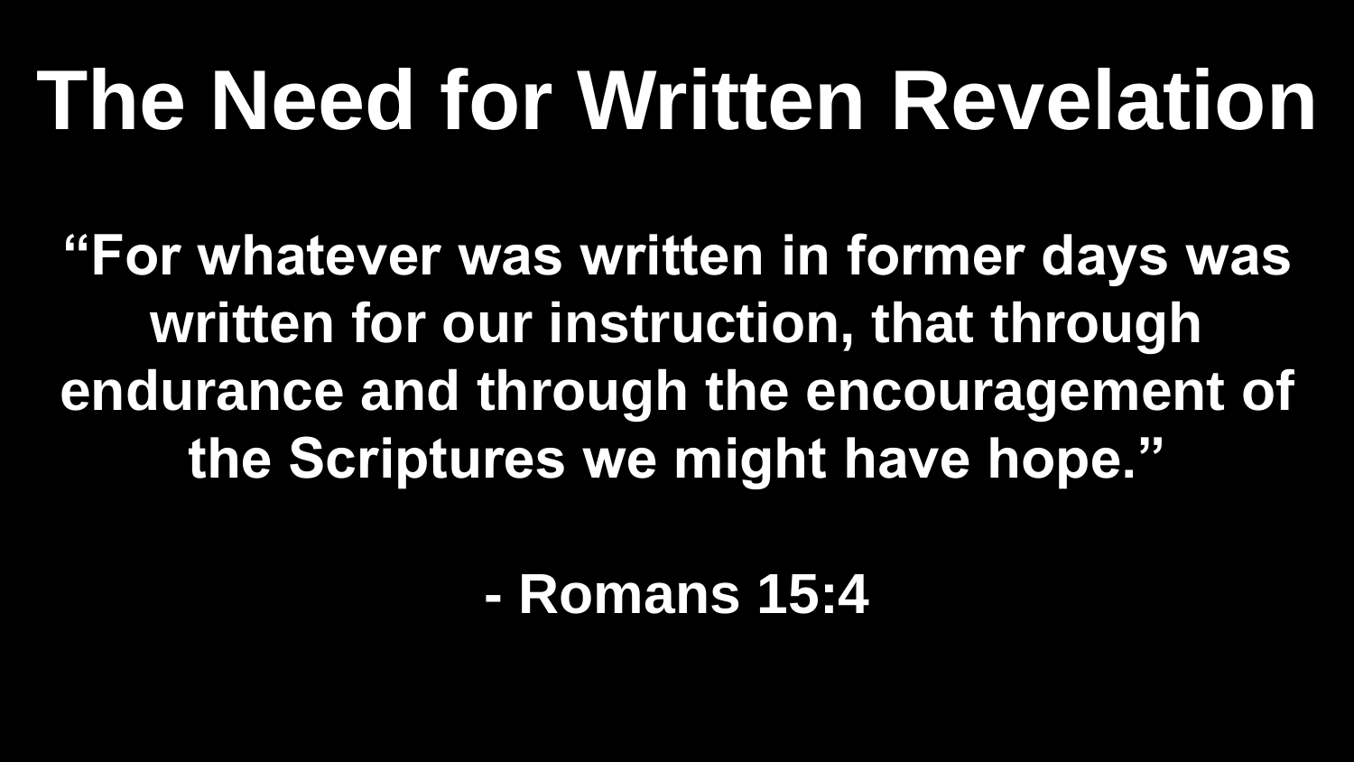# The Need for Written Revelation

**"For whatever was written in former days was written for our instruction, that through endurance and through the encouragement of the Scriptures we might have hope."**

**- Romans 15:4**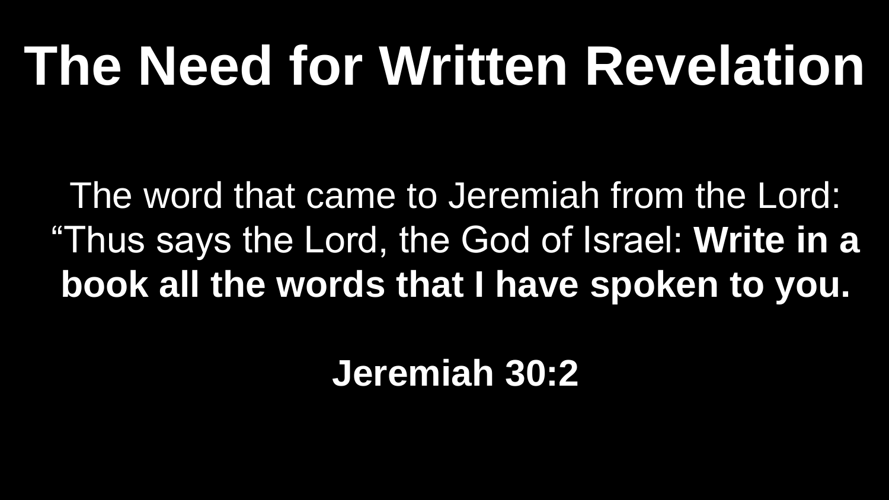# The Need for Written Revelation

The word that came to Jeremiah from the Lord: “Thus says the Lord, the God of Israel: **Write in a book all the words that I have spoken to you.**

**Jeremiah 30:2**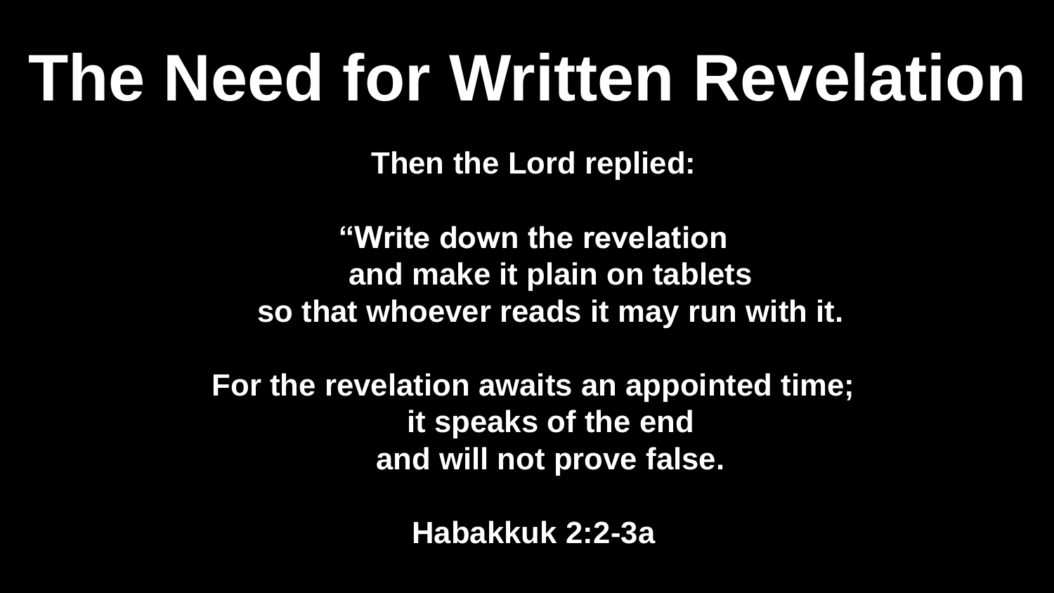# The Need for Written Revelation

**Then the Lord replied:**

**“Write down the revelation**
**and make it plain on tablets**
**so that whoever reads it may run with it.**

**For the revelation awaits an appointed time;**
**it speaks of the end**
**and will not prove false.**

**Habakkuk 2:2-3a**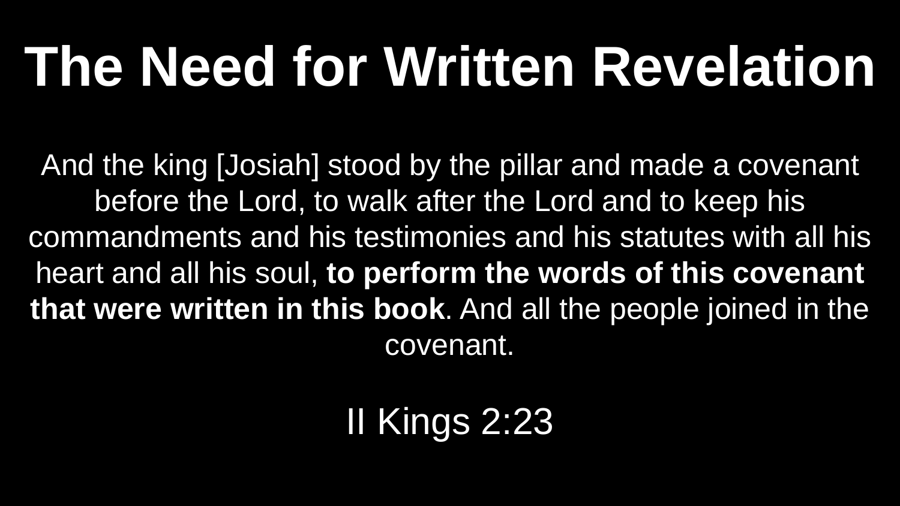# The Need for Written Revelation

And the king [Josiah] stood by the pillar and made a covenant before the Lord, to walk after the Lord and to keep his commandments and his testimonies and his statutes with all his heart and all his soul, **to perform the words of this covenant that were written in this book**. And all the people joined in the covenant.

II Kings 2:23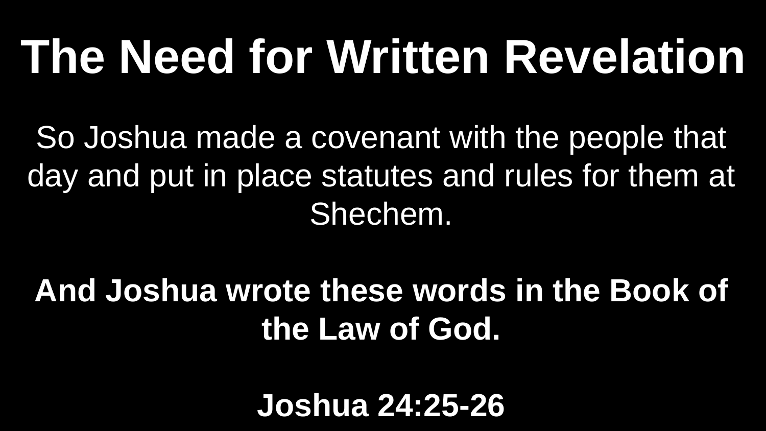# The Need for Written Revelation

So Joshua made a covenant with the people that day and put in place statutes and rules for them at Shechem.

**And Joshua wrote these words in the Book of the Law of God.**

**Joshua 24:25-26**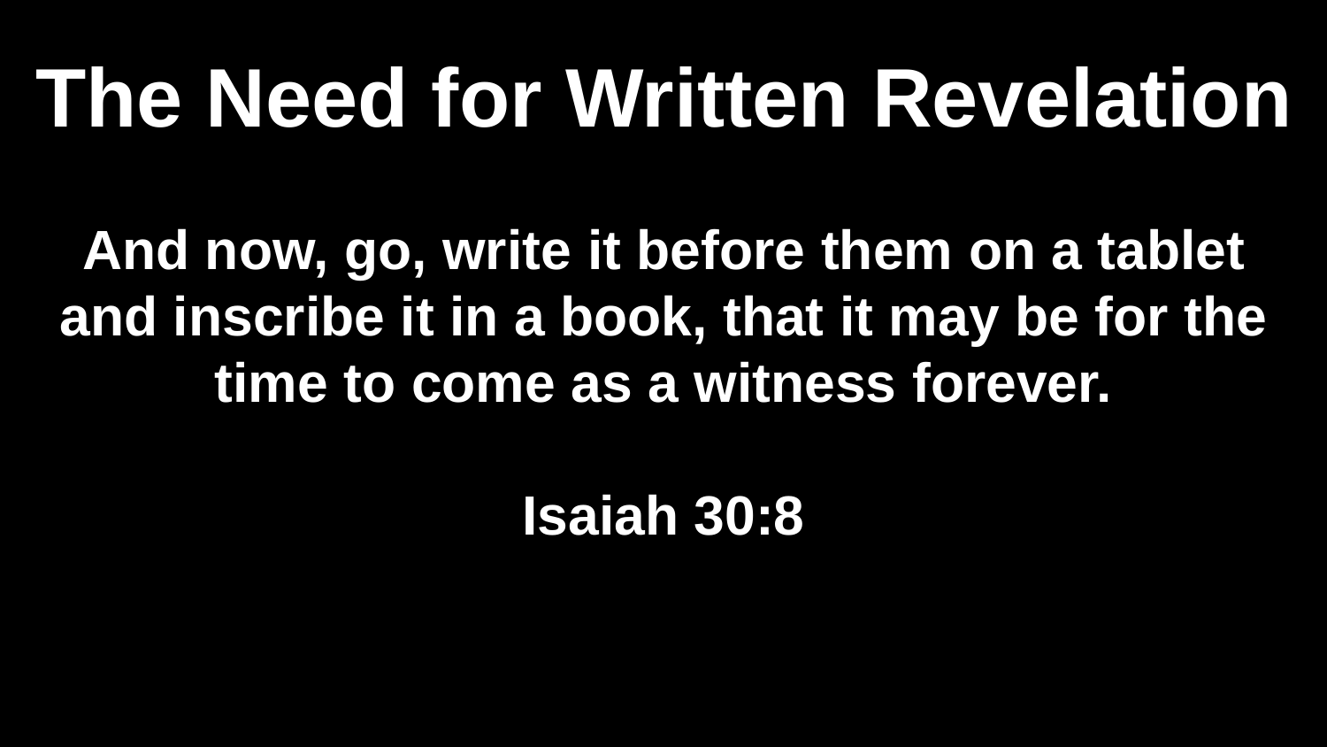# The Need for Written Revelation

**And now, go, write it before them on a tablet and inscribe it in a book, that it may be for the time to come as a witness forever.**

**Isaiah 30:8**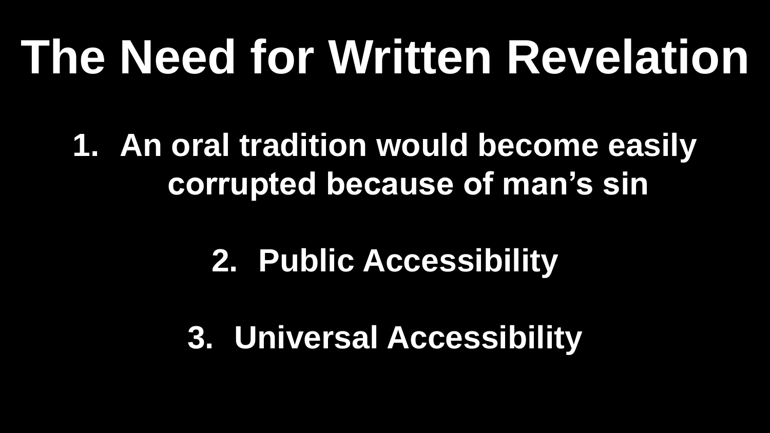# The Need for Written Revelation

1. An oral tradition would become easily corrupted because of man's sin

2. Public Accessibility

3. Universal Accessibility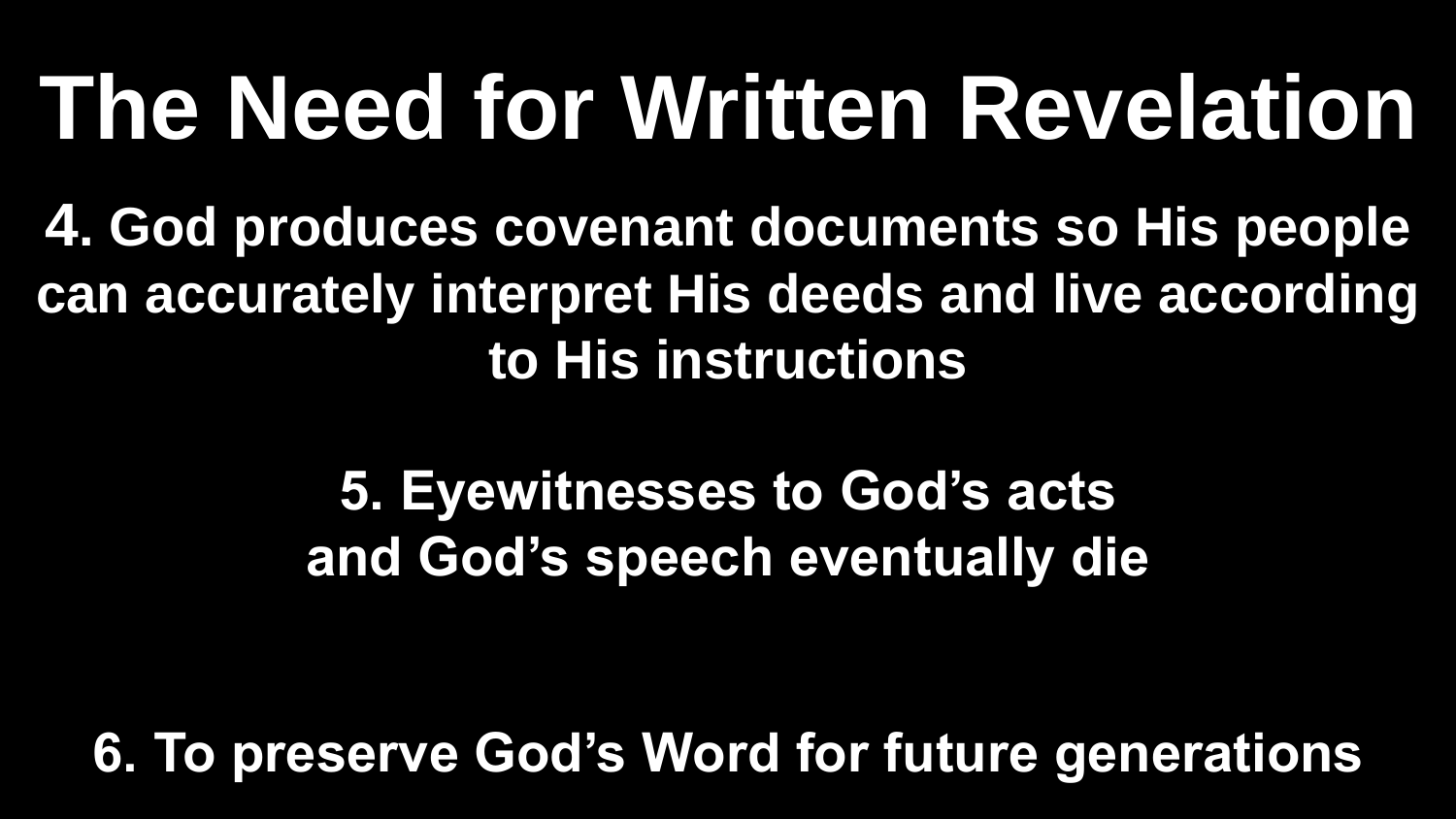# The Need for Written Revelation

**4. God produces covenant documents so His people can accurately interpret His deeds and live according to His instructions**

**5. Eyewitnesses to God's acts and God's speech eventually die**

**6. To preserve God's Word for future generations**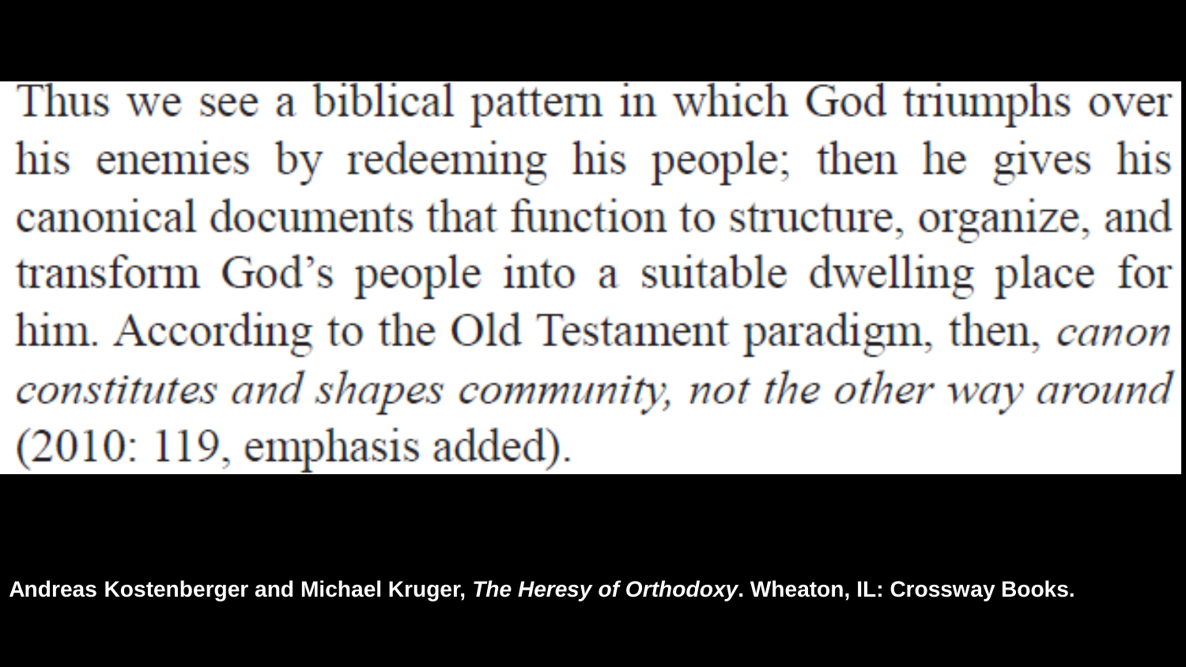Thus we see a biblical pattern in which God triumphs over his enemies by redeeming his people; then he gives his canonical documents that function to structure, organize, and transform God's people into a suitable dwelling place for him. According to the Old Testament paradigm, then, *canon constitutes and shapes community, not the other way around* (2010: 119, emphasis added).

**Andreas Kostenberger and Michael Kruger, *The Heresy of Orthodoxy*. Wheaton, IL: Crossway Books.**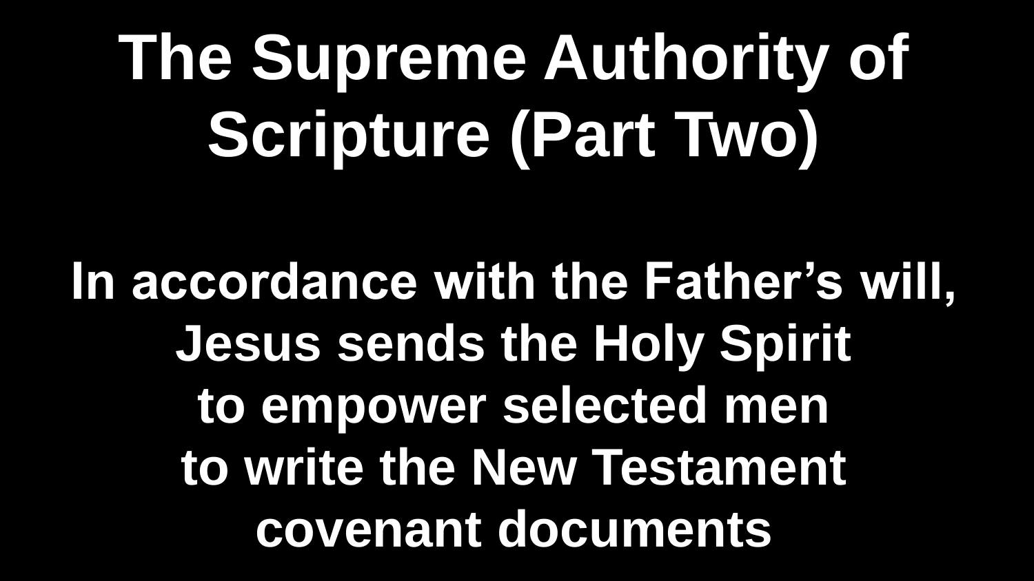# The Supreme Authority of Scripture (Part Two)

**In accordance with the Father's will, Jesus sends the Holy Spirit to empower selected men to write the New Testament covenant documents**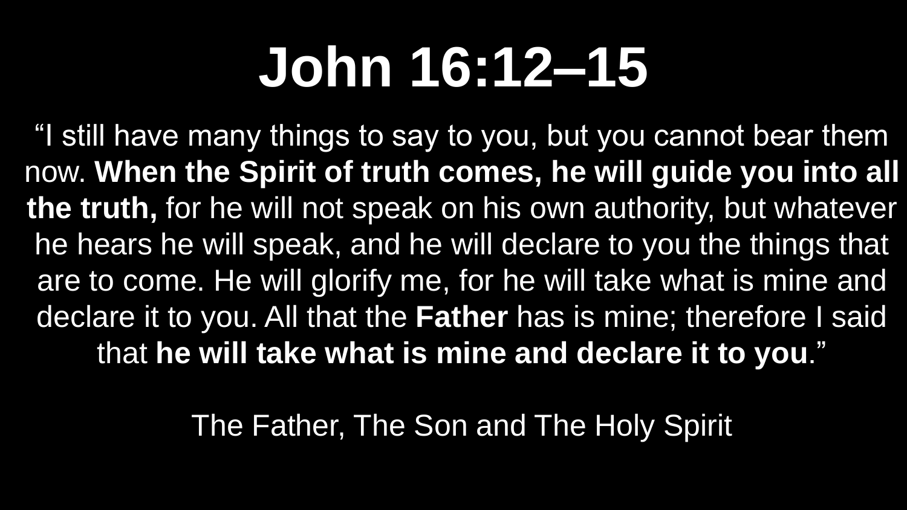# John 16:12–15

“I still have many things to say to you, but you cannot bear them now. **When the Spirit of truth comes, he will guide you into all the truth,** for he will not speak on his own authority, but whatever he hears he will speak, and he will declare to you the things that are to come. He will glorify me, for he will take what is mine and declare it to you. All that the **Father** has is mine; therefore I said that **he will take what is mine and declare it to you**.”

The Father, The Son and The Holy Spirit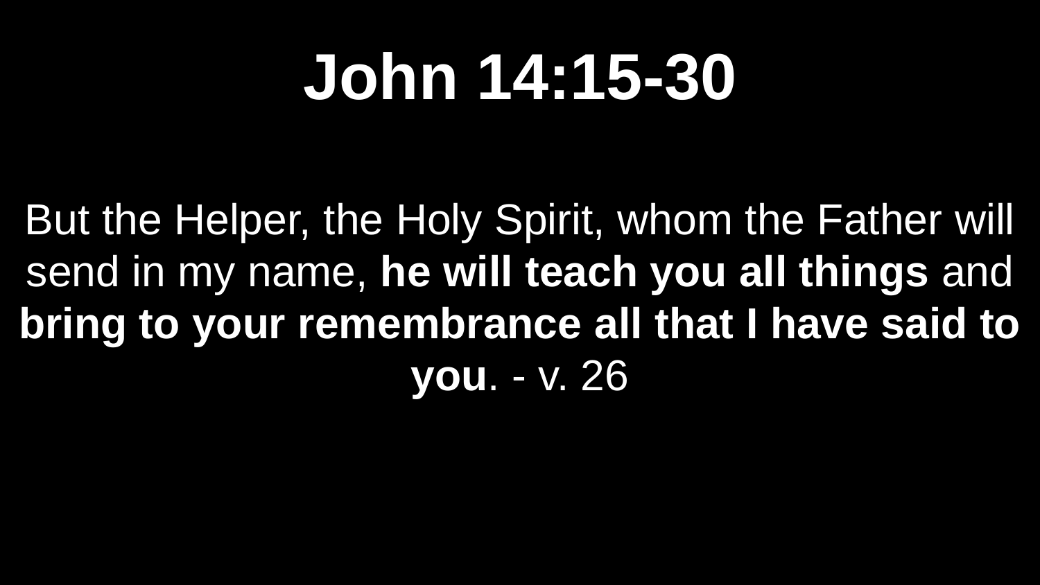# John 14:15-30

But the Helper, the Holy Spirit, whom the Father will send in my name, **he will teach you all things** and **bring to your remembrance all that I have said to you**. - v. 26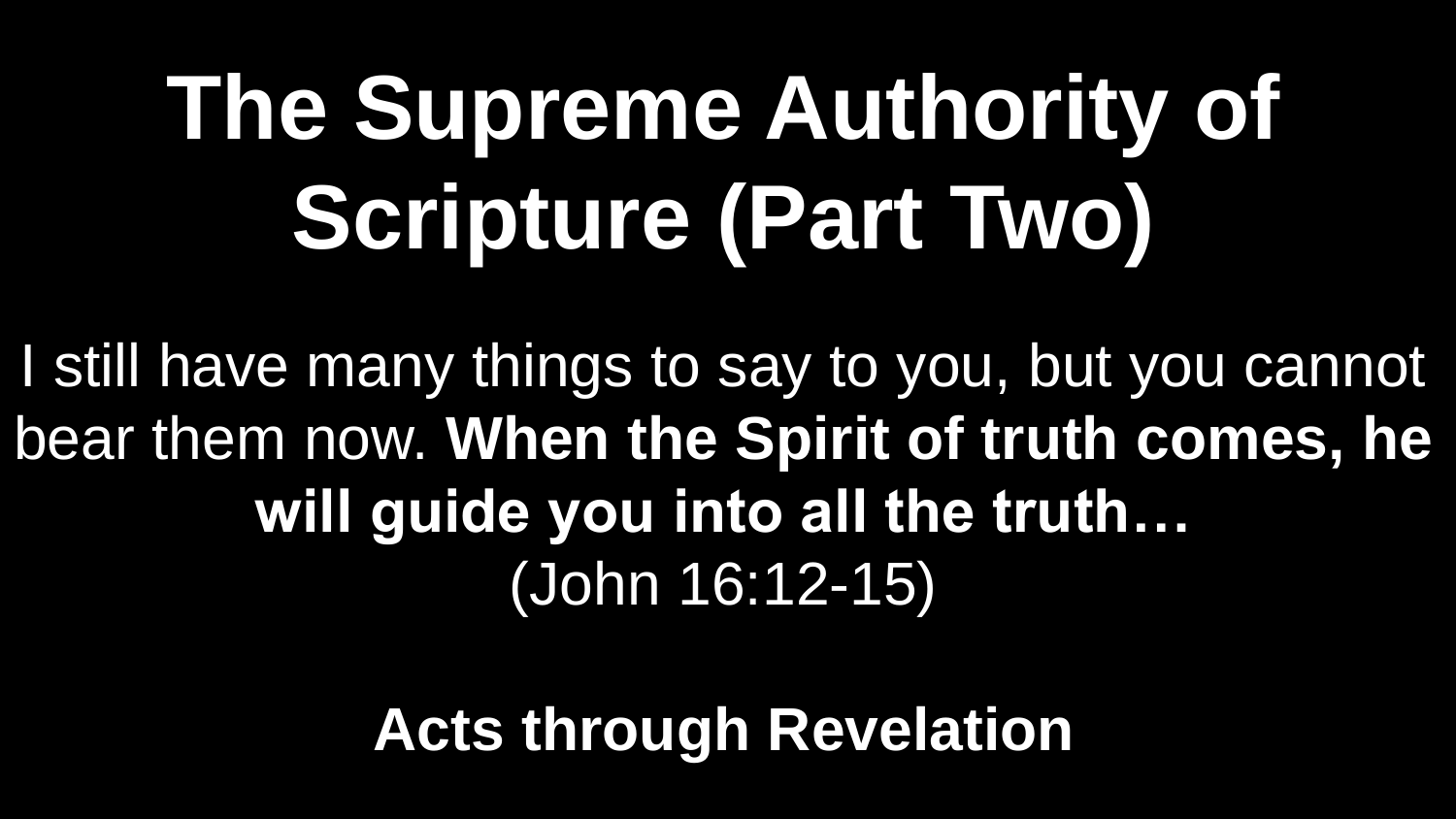# The Supreme Authority of Scripture (Part Two)

I still have many things to say to you, but you cannot bear them now. **When the Spirit of truth comes, he will guide you into all the truth…**
(John 16:12-15)

**Acts through Revelation**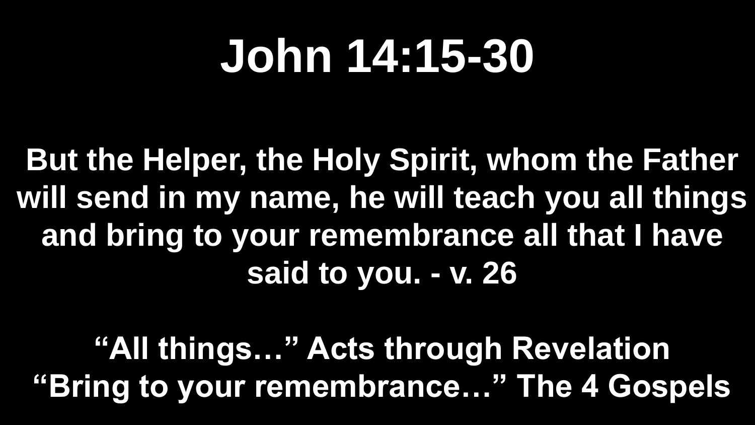# John 14:15-30

**But the Helper, the Holy Spirit, whom the Father will send in my name, he will teach you all things and bring to your remembrance all that I have said to you. - v. 26**

**“All things…” Acts through Revelation**
**“Bring to your remembrance…” The 4 Gospels**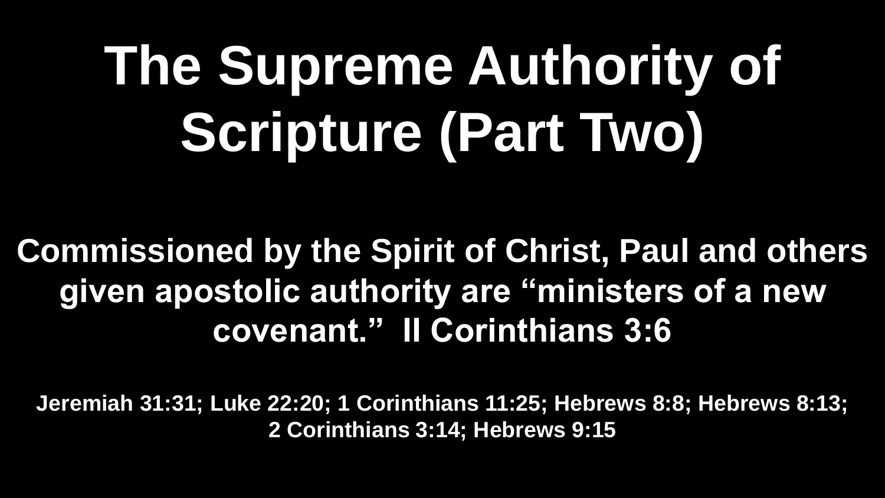# The Supreme Authority of Scripture (Part Two)

**Commissioned by the Spirit of Christ, Paul and others given apostolic authority are "ministers of a new covenant." II Corinthians 3:6**

**Jeremiah 31:31; Luke 22:20; 1 Corinthians 11:25; Hebrews 8:8; Hebrews 8:13; 2 Corinthians 3:14; Hebrews 9:15**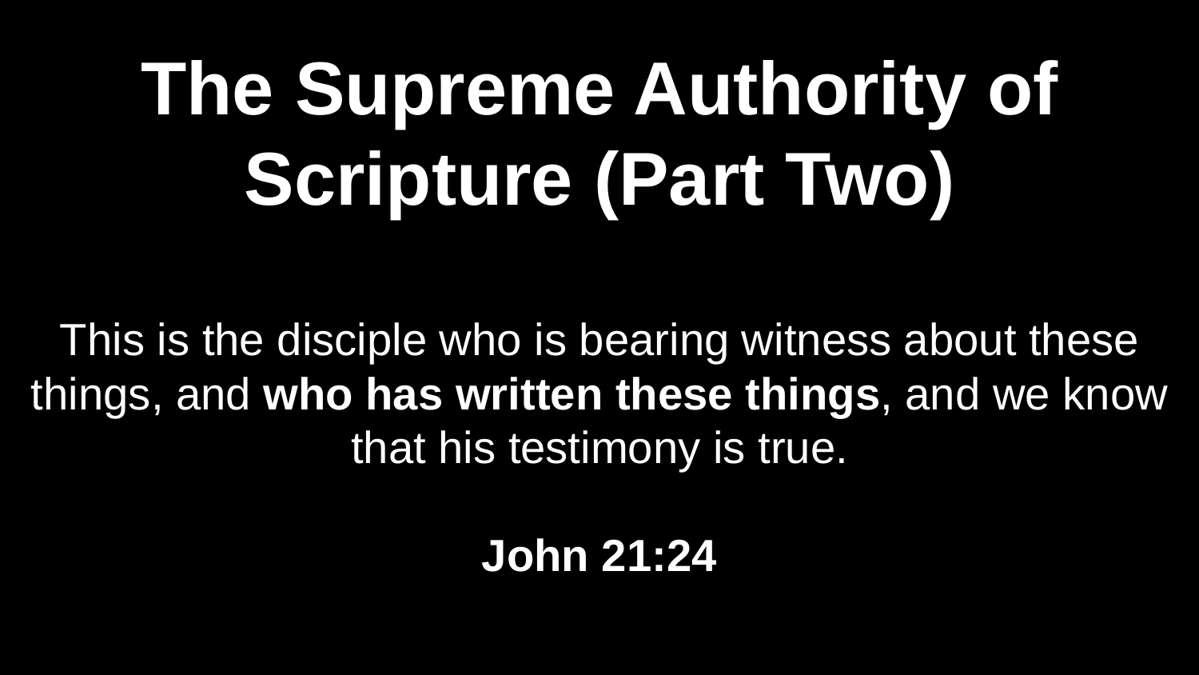# The Supreme Authority of Scripture (Part Two)

This is the disciple who is bearing witness about these things, and **who has written these things**, and we know that his testimony is true.

**John 21:24**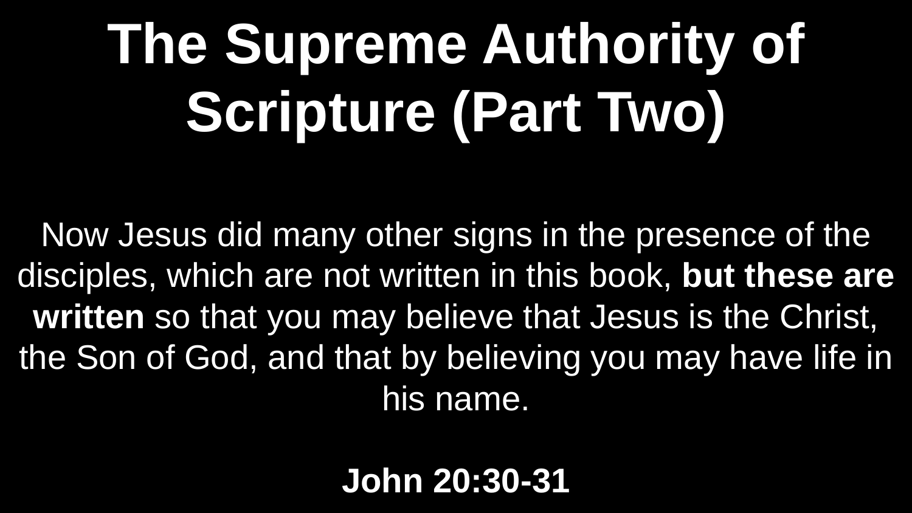# The Supreme Authority of Scripture (Part Two)

Now Jesus did many other signs in the presence of the disciples, which are not written in this book, **but these are written** so that you may believe that Jesus is the Christ, the Son of God, and that by believing you may have life in his name.

**John 20:30-31**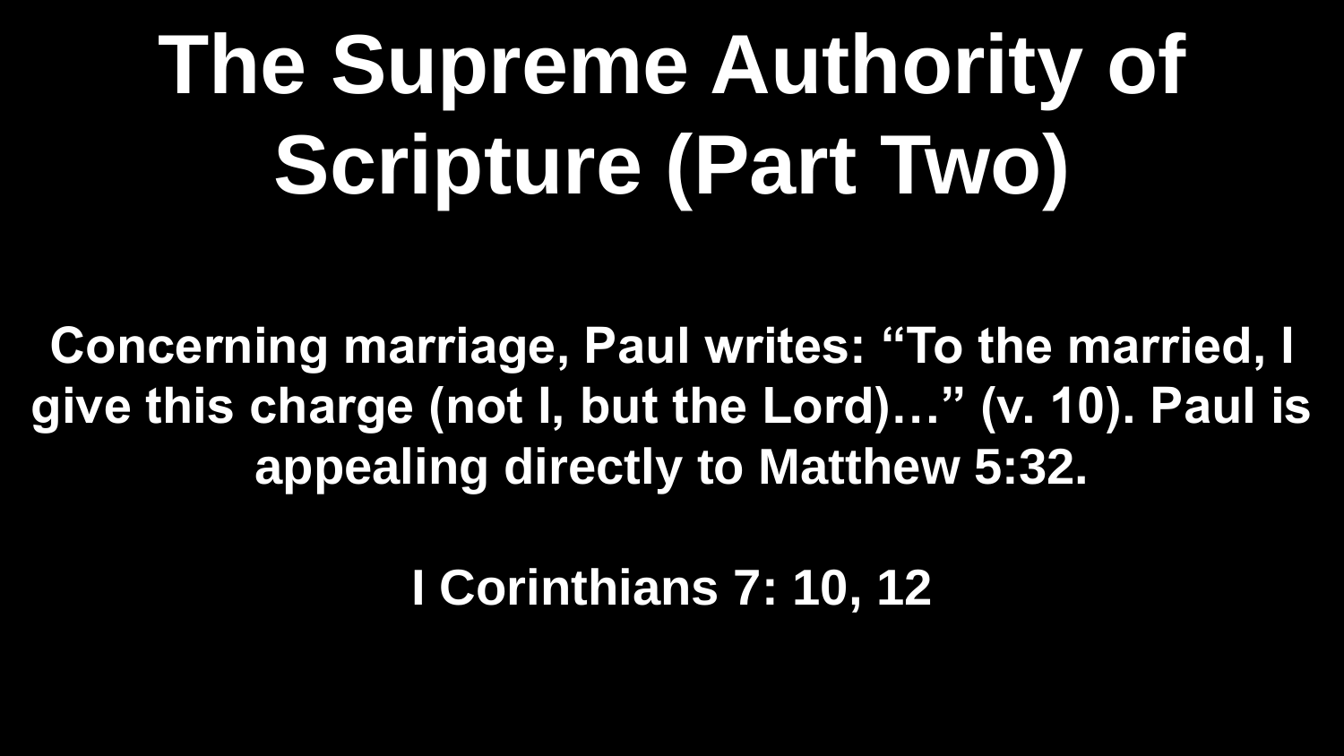# The Supreme Authority of Scripture (Part Two)

**Concerning marriage, Paul writes: “To the married, I give this charge (not I, but the Lord)…” (v. 10). Paul is appealing directly to Matthew 5:32.**

**I Corinthians 7: 10, 12**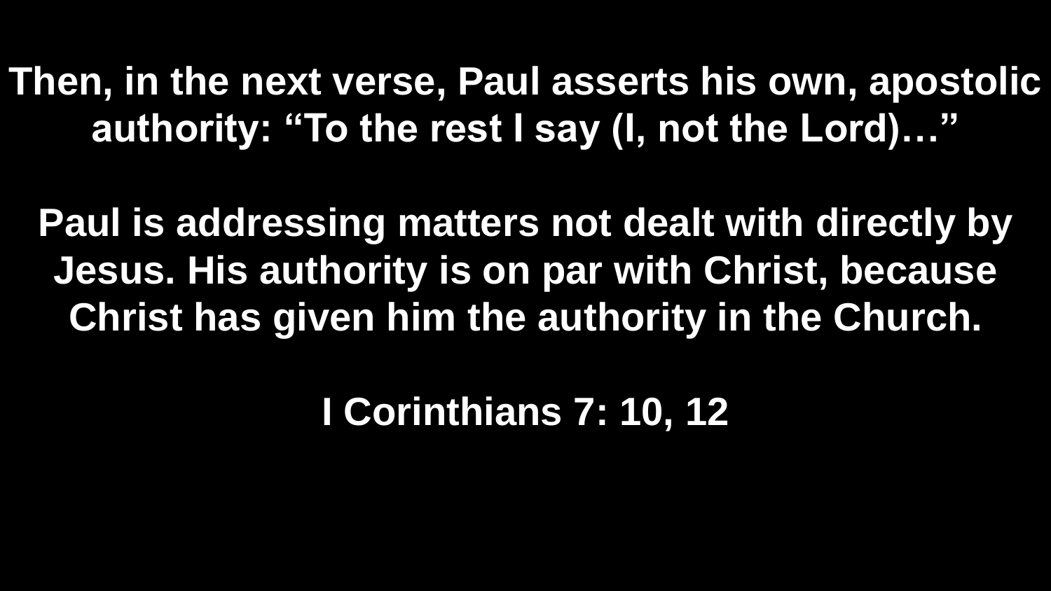**Then, in the next verse, Paul asserts his own, apostolic authority: “To the rest I say (I, not the Lord)…”**

**Paul is addressing matters not dealt with directly by Jesus. His authority is on par with Christ, because Christ has given him the authority in the Church.**

**I Corinthians 7: 10, 12**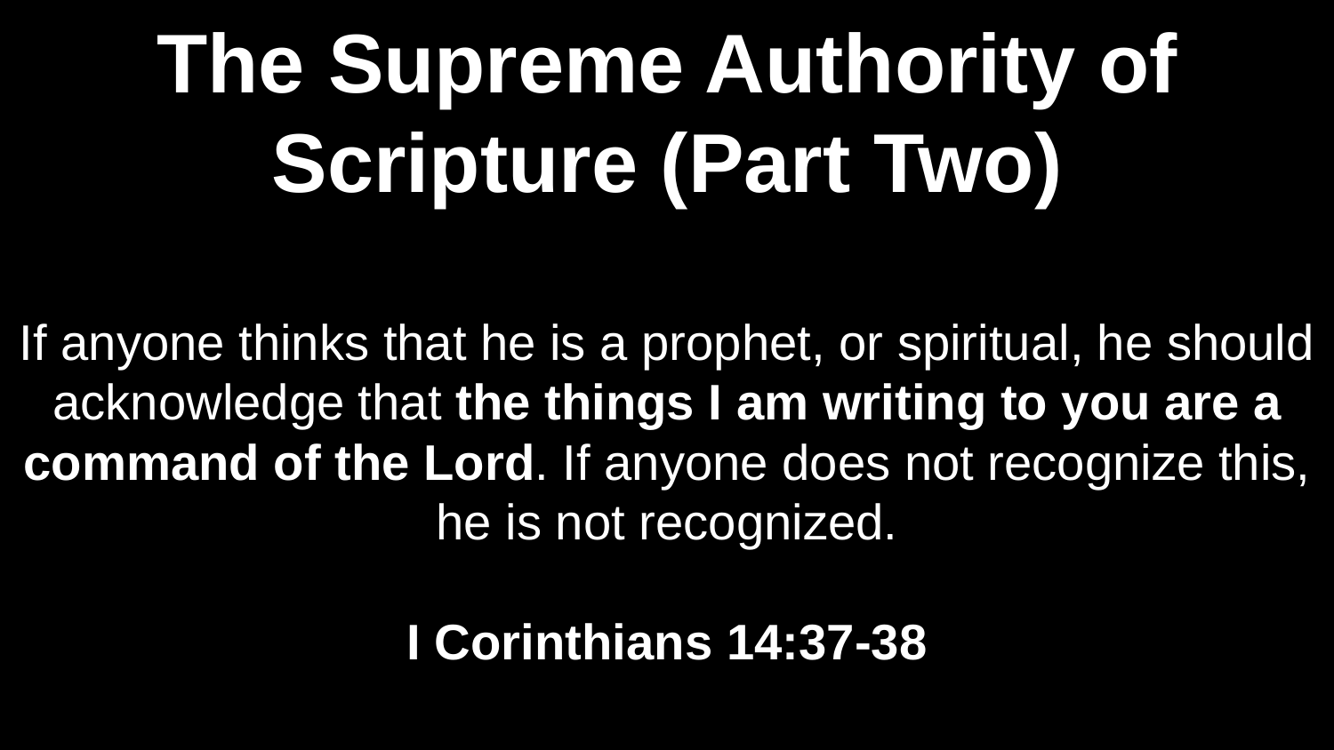# The Supreme Authority of Scripture (Part Two)

If anyone thinks that he is a prophet, or spiritual, he should acknowledge that **the things I am writing to you are a command of the Lord**. If anyone does not recognize this, he is not recognized.

**I Corinthians 14:37-38**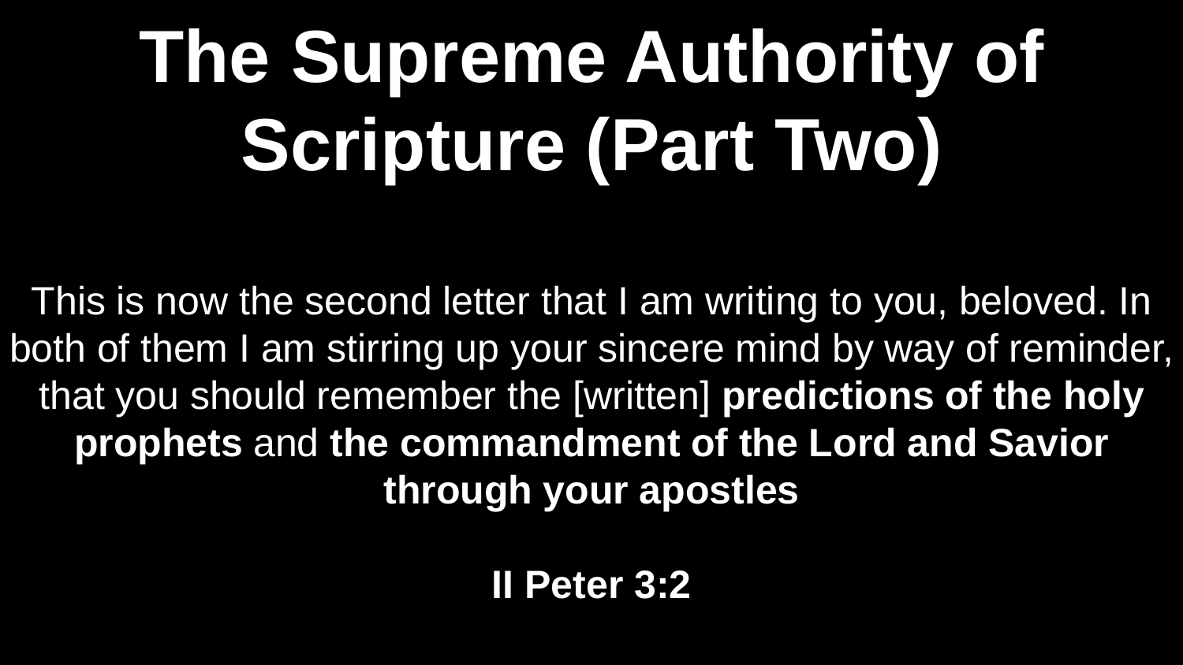# The Supreme Authority of Scripture (Part Two)

This is now the second letter that I am writing to you, beloved. In both of them I am stirring up your sincere mind by way of reminder, that you should remember the [written] **predictions of the holy prophets** and **the commandment of the Lord and Savior through your apostles**

**II Peter 3:2**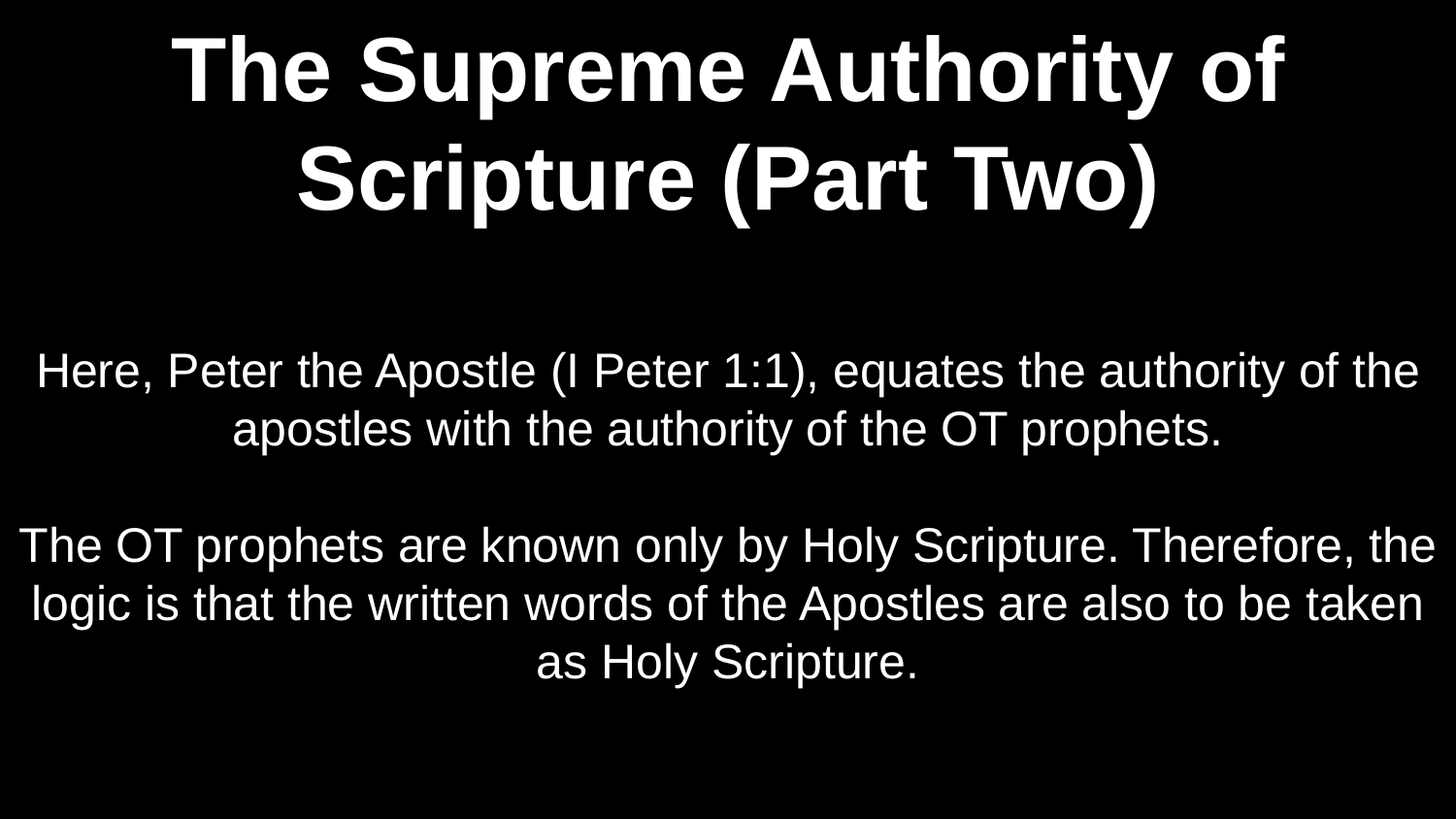# The Supreme Authority of Scripture (Part Two)

Here, Peter the Apostle (I Peter 1:1), equates the authority of the apostles with the authority of the OT prophets.

The OT prophets are known only by Holy Scripture. Therefore, the logic is that the written words of the Apostles are also to be taken as Holy Scripture.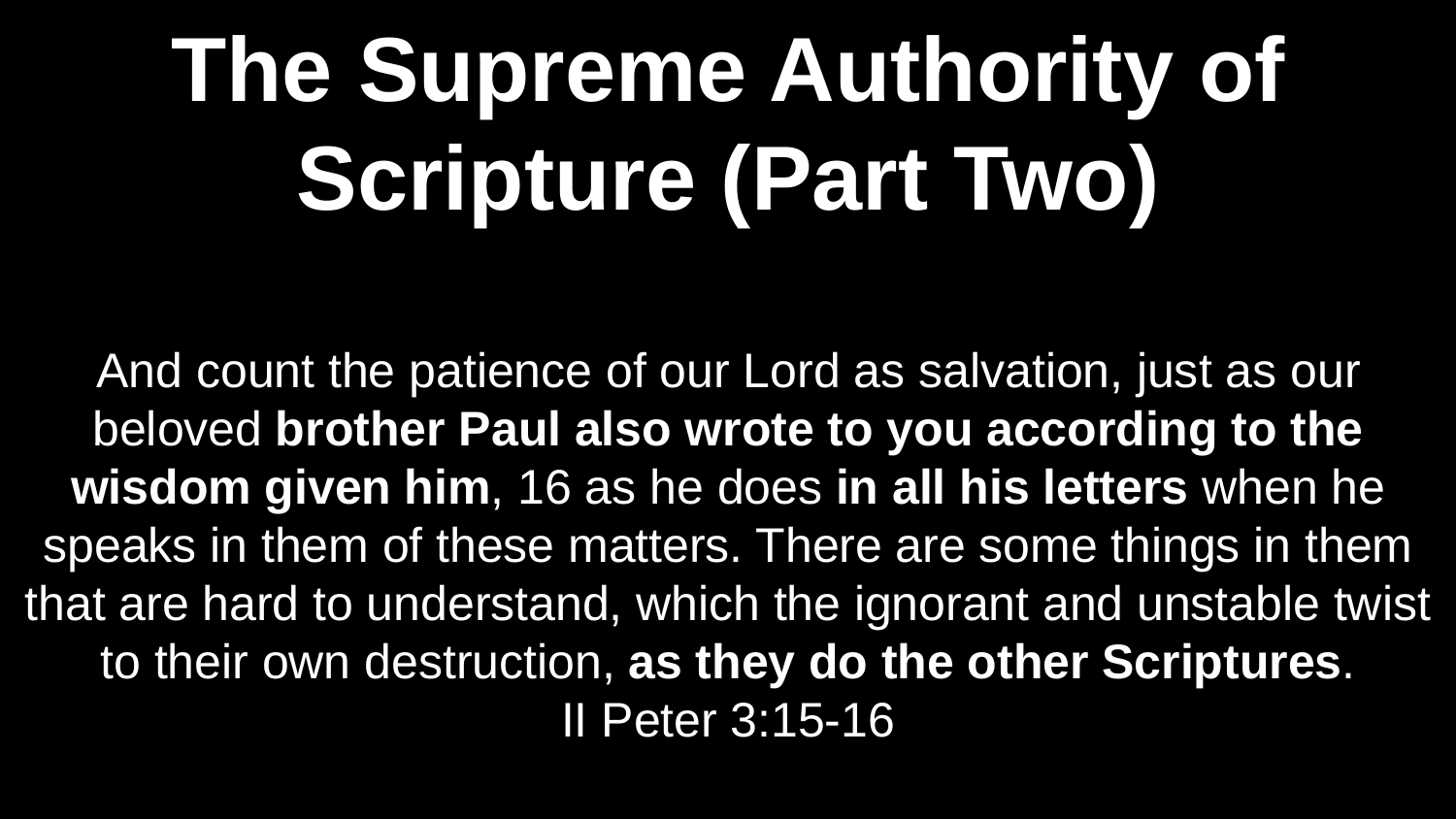# The Supreme Authority of Scripture (Part Two)

And count the patience of our Lord as salvation, just as our beloved **brother Paul also wrote to you according to the wisdom given him**, 16 as he does **in all his letters** when he speaks in them of these matters. There are some things in them that are hard to understand, which the ignorant and unstable twist to their own destruction, **as they do the other Scriptures**.
II Peter 3:15-16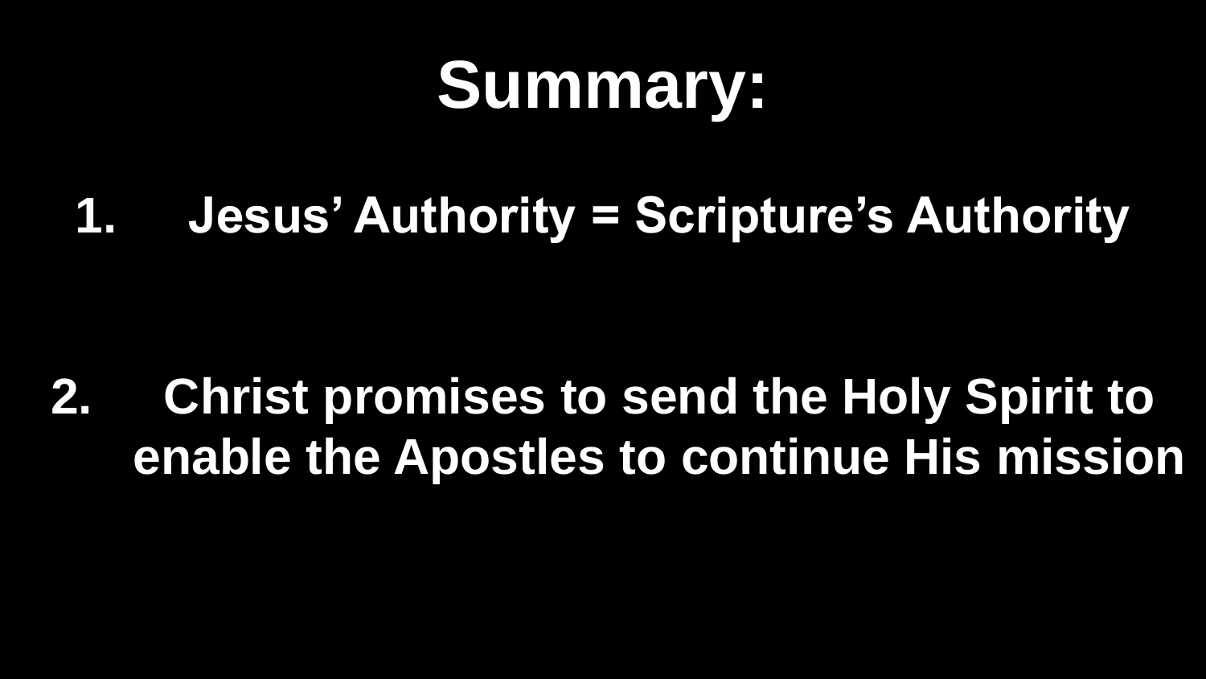# Summary:

1. Jesus' Authority = Scripture's Authority

2. Christ promises to send the Holy Spirit to enable the Apostles to continue His mission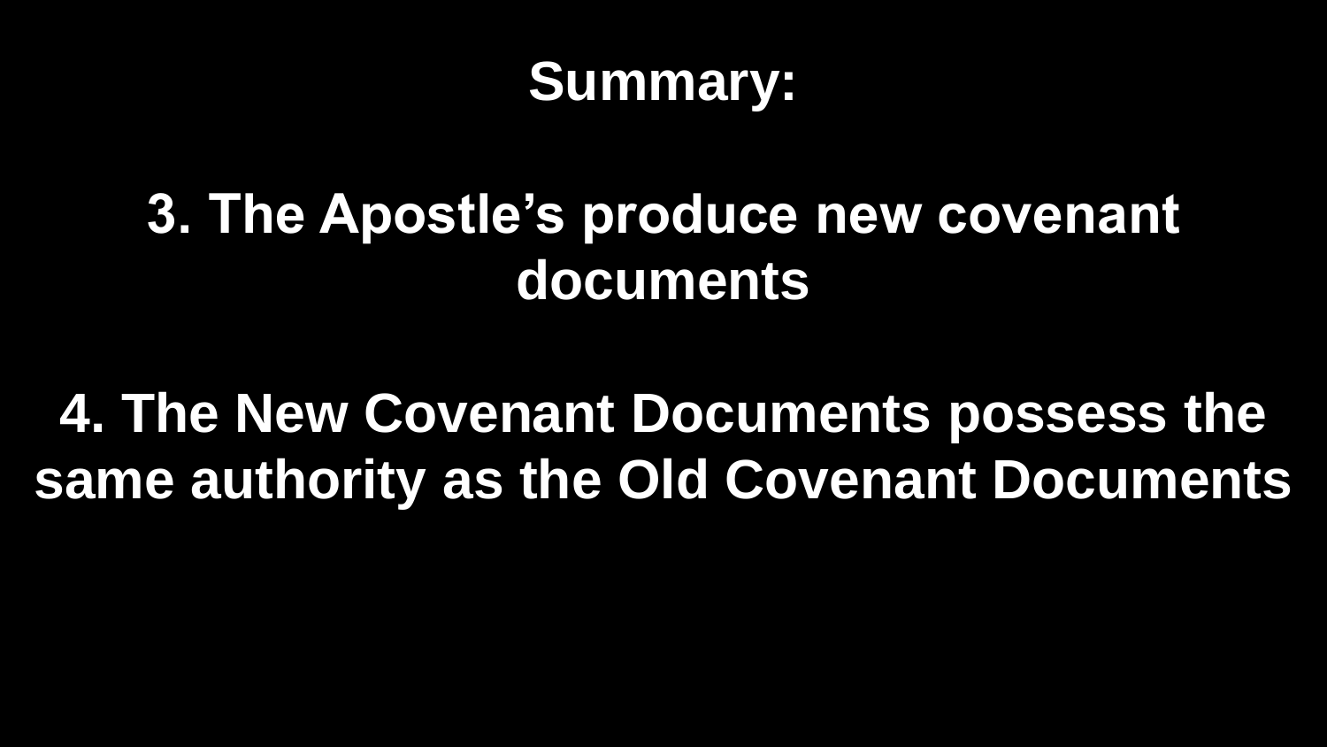# Summary:

3. The Apostle’s produce new covenant documents

4. The New Covenant Documents possess the same authority as the Old Covenant Documents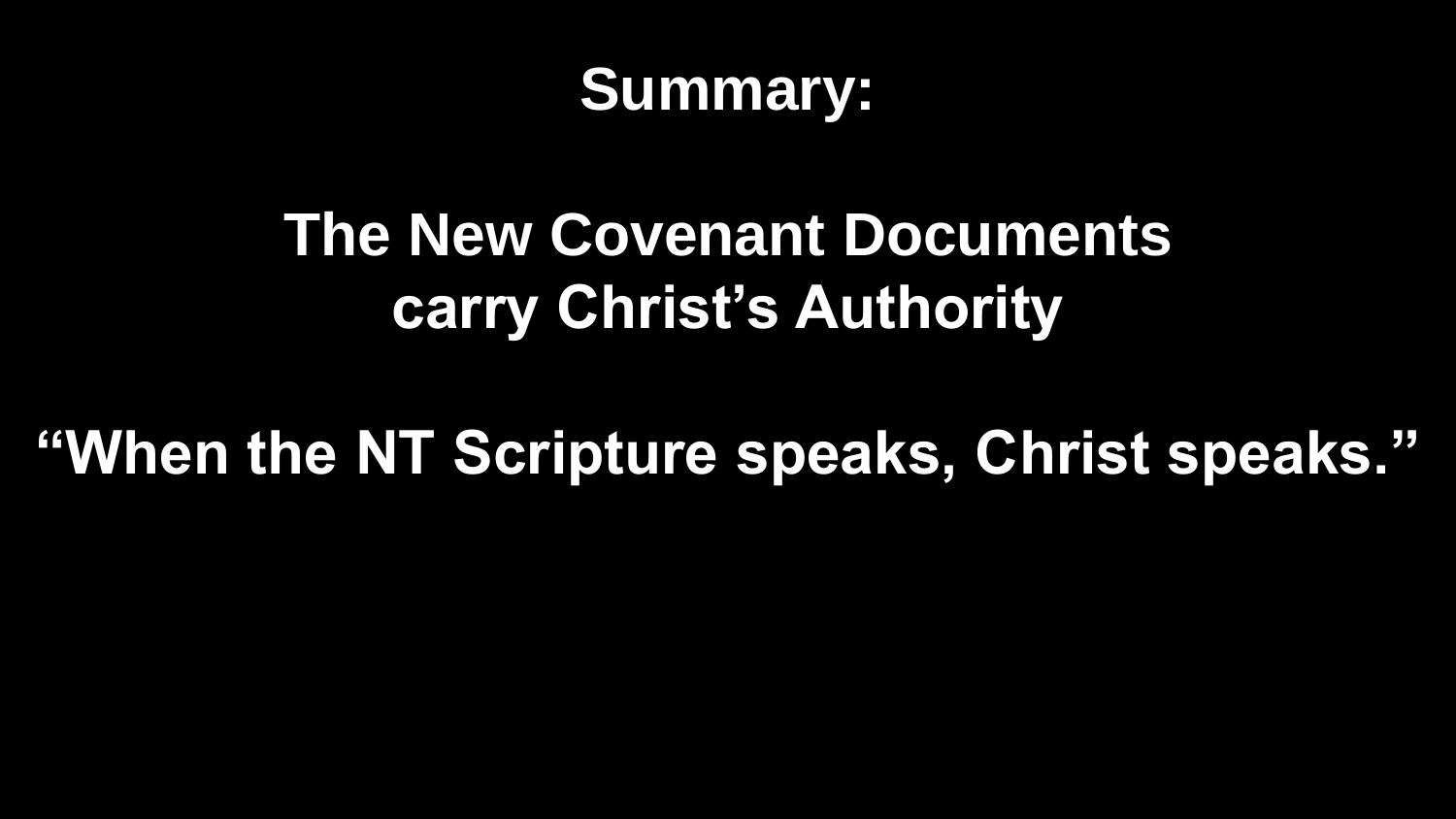# Summary:

## The New Covenant Documents carry Christ’s Authority

## “When the NT Scripture speaks, Christ speaks.”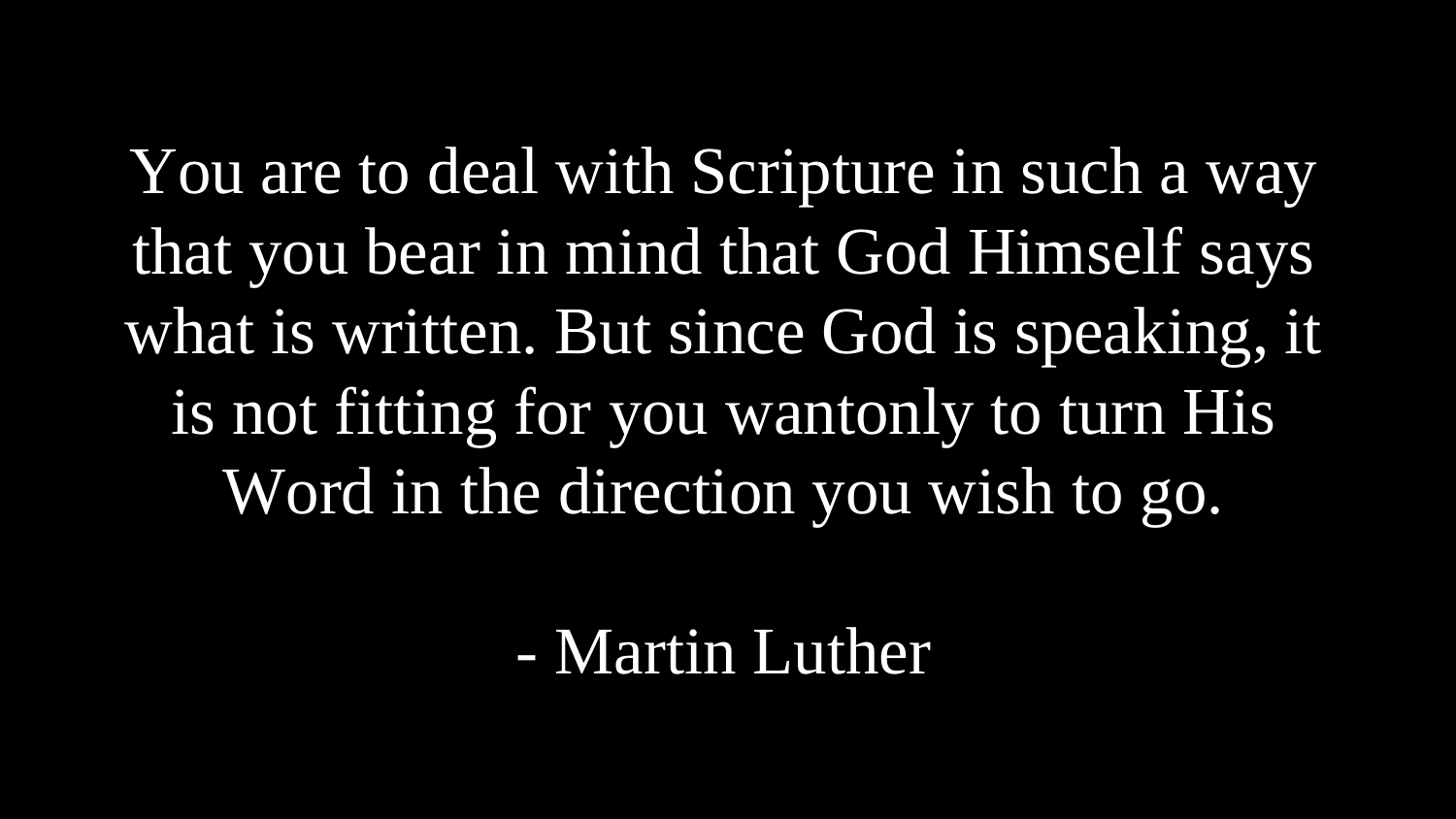You are to deal with Scripture in such a way that you bear in mind that God Himself says what is written. But since God is speaking, it is not fitting for you wantonly to turn His Word in the direction you wish to go.

\- Martin Luther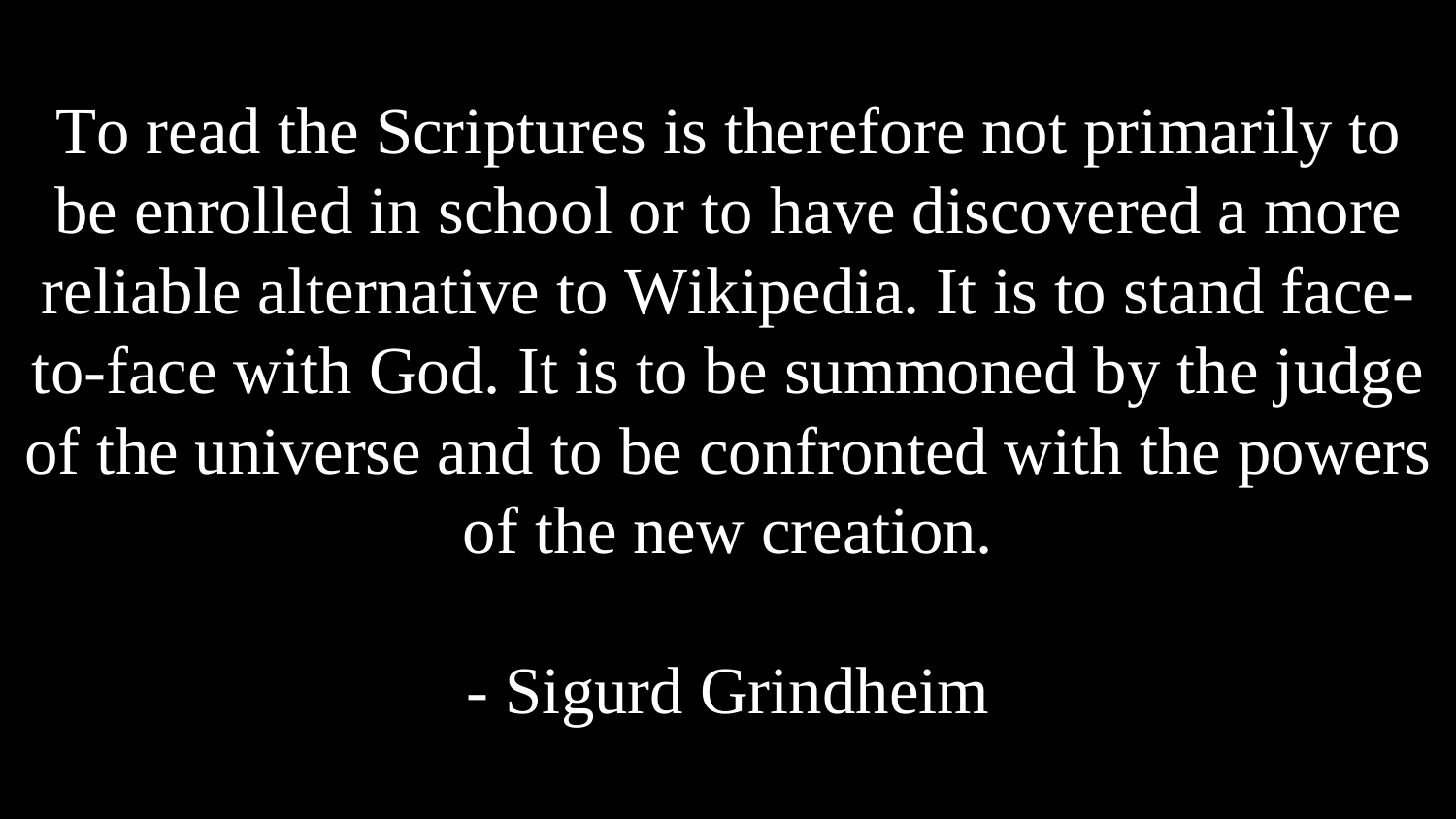To read the Scriptures is therefore not primarily to be enrolled in school or to have discovered a more reliable alternative to Wikipedia. It is to stand face-to-face with God. It is to be summoned by the judge of the universe and to be confronted with the powers of the new creation.

- Sigurd Grindheim